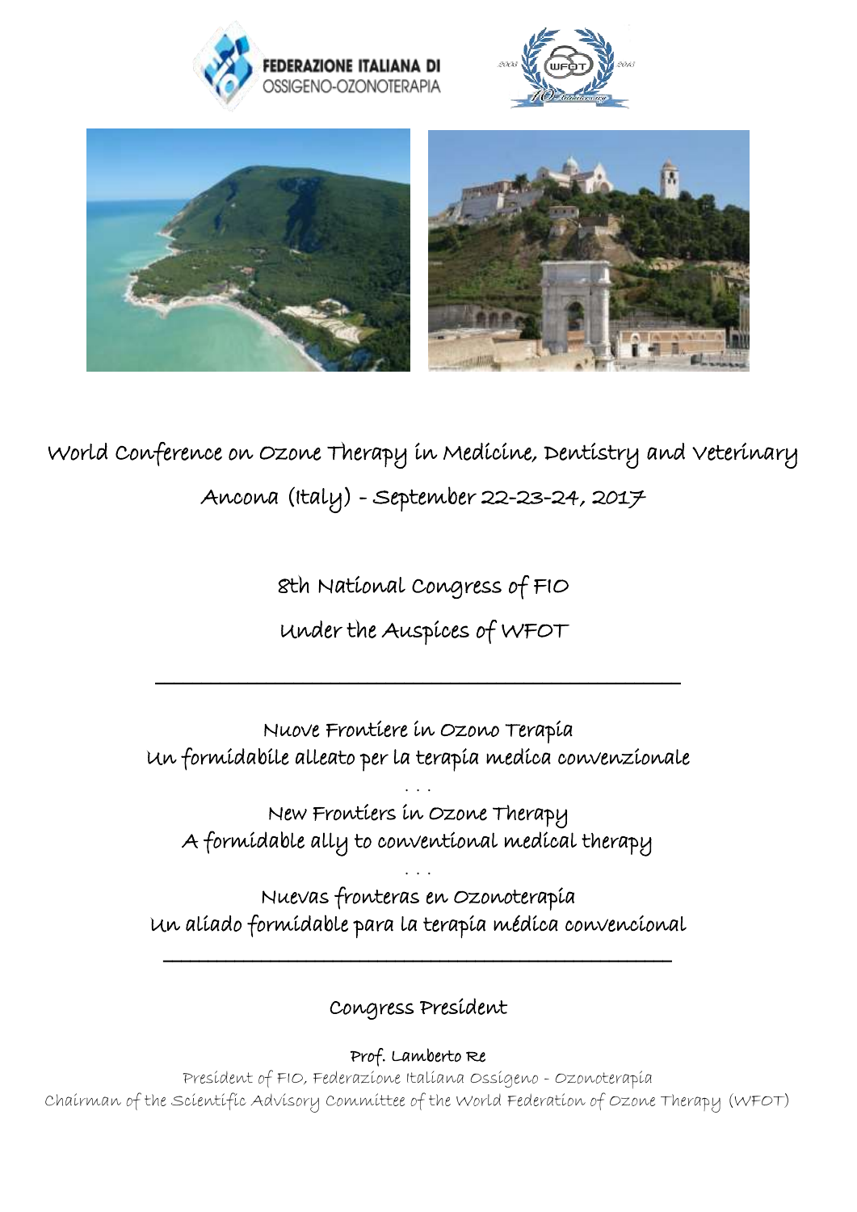FEDERAZIONE ITALIANA DI OSSIGENO-OZONOTERAPIA

# World Conference on Ozone Therapy in Medicine, Dentistry and Veterinary

## Ancona (Italy) - September 22-23-24, 2017

### 8th National Congress of FIO

### Under the Auspices of WFOT

---

Nuove Frontiere in Ozono Terapia
Un formidabile alleato per la terapia medica convenzionale

. . .

New Frontiers in Ozone Therapy
A formidable ally to conventional medical therapy

. . .

Nuevas fronteras en Ozonoterapia
Un aliado formidable para la terapia médica convencional

---

Congress President

**Prof. Lamberto Re**

President of FIO, Federazione Italiana Ossigeno - Ozonoterapia

Chairman of the Scientific Advisory Committee of the World Federation of Ozone Therapy (WFOT)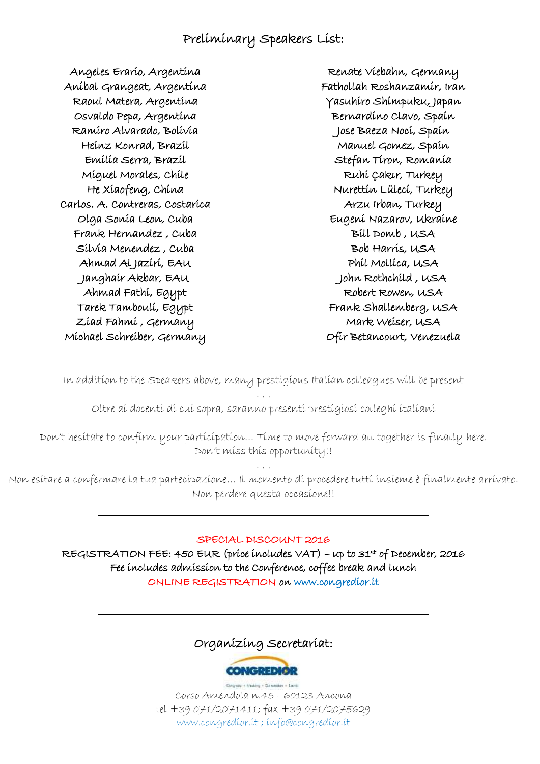# Preliminary Speakers List:

Angeles Erario, Argentina
Anibal Grangeat, Argentina
Raoul Matera, Argentina
Osvaldo Pepa, Argentina
Ramiro Alvarado, Bolivia
Heinz Konrad, Brazil
Emilia Serra, Brazil
Miguel Morales, Chile
He Xiaofeng, China
Carlos. A. Contreras, Costarica
Olga Sonia Leon, Cuba
Frank Hernandez , Cuba
Silvia Menendez , Cuba
Ahmad Al Jaziri, EAU
Janghair Akbar, EAU
Ahmad Fathi, Egypt
Tarek Tambouli, Egypt
Ziad Fahmi , Germany
Michael Schreiber, Germany
Renate Viebahn, Germany
Fathollah Roshanzamir, Iran
Yasuhiro Shimpuku, Japan
Bernardino Clavo, Spain
Jose Baeza Noci, Spain
Manuel Gomez, Spain
Stefan Tiron, Romania
Ruhi Çakır, Turkey
Nurettin Lüleci, Turkey
Arzu Irban, Turkey
Eugeni Nazarov, Ukraine
Bill Domb , USA
Bob Harris, USA
Phil Mollica, USA
John Rothchild , USA
Robert Rowen, USA
Frank Shallemberg, USA
Mark Weiser, USA
Ofir Betancourt, Venezuela

In addition to the Speakers above, many prestigious Italian colleagues will be present

. . .

Oltre ai docenti di cui sopra, saranno presenti prestigiosi colleghi italiani

Don't hesitate to confirm your participation… Time to move forward all together is finally here.
Don't miss this opportunity!!

. . .

Non esitare a confermare la tua partecipazione… Il momento di procedere tutti insieme è finalmente arrivato.
Non perdere questa occasione!!

---

SPECIAL DISCOUNT 2016

REGISTRATION FEE: 450 EUR (price includes VAT) – up to 31st of December, 2016
Fee includes admission to the Conference, coffee break and lunch
ONLINE REGISTRATION on www.congredior.it

---

## Organizing Secretariat:

CONGREDIOR
Congressi • Meeting • Convention • Eventi

Corso Amendola n.45 - 60123 Ancona
tel +39 071/2071411; fax +39 071/2075629
www.congredior.it ; info@congredior.it